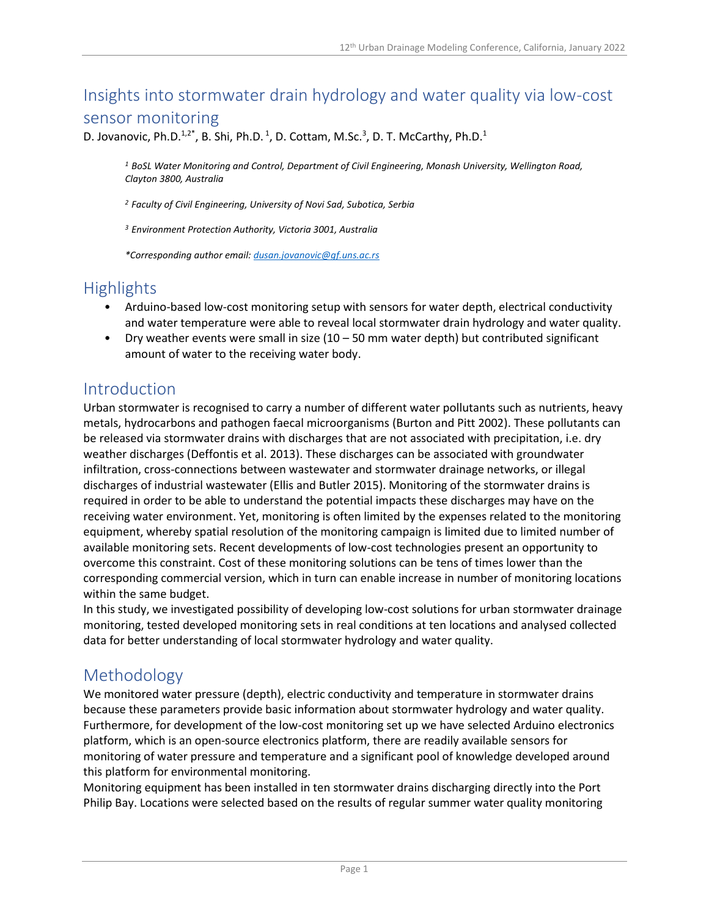# Insights into stormwater drain hydrology and water quality via low-cost sensor monitoring

D. Jovanovic, Ph.D.[1,2*], B. Shi, Ph.D.[1], D. Cottam, M.Sc.[3], D. T. McCarthy, Ph.D.[1]

*[1] BoSL Water Monitoring and Control, Department of Civil Engineering, Monash University, Wellington Road, Clayton 3800, Australia*

*[2] Faculty of Civil Engineering, University of Novi Sad, Subotica, Serbia*

*[3] Environment Protection Authority, Victoria 3001, Australia*

*\*Corresponding author email: dusan.jovanovic@gf.uns.ac.rs*

## Highlights

- Arduino-based low-cost monitoring setup with sensors for water depth, electrical conductivity and water temperature were able to reveal local stormwater drain hydrology and water quality.
- Dry weather events were small in size (10 – 50 mm water depth) but contributed significant amount of water to the receiving water body.

## Introduction

Urban stormwater is recognised to carry a number of different water pollutants such as nutrients, heavy metals, hydrocarbons and pathogen faecal microorganisms (Burton and Pitt 2002). These pollutants can be released via stormwater drains with discharges that are not associated with precipitation, i.e. dry weather discharges (Deffontis et al. 2013). These discharges can be associated with groundwater infiltration, cross-connections between wastewater and stormwater drainage networks, or illegal discharges of industrial wastewater (Ellis and Butler 2015). Monitoring of the stormwater drains is required in order to be able to understand the potential impacts these discharges may have on the receiving water environment. Yet, monitoring is often limited by the expenses related to the monitoring equipment, whereby spatial resolution of the monitoring campaign is limited due to limited number of available monitoring sets. Recent developments of low-cost technologies present an opportunity to overcome this constraint. Cost of these monitoring solutions can be tens of times lower than the corresponding commercial version, which in turn can enable increase in number of monitoring locations within the same budget.

In this study, we investigated possibility of developing low-cost solutions for urban stormwater drainage monitoring, tested developed monitoring sets in real conditions at ten locations and analysed collected data for better understanding of local stormwater hydrology and water quality.

## Methodology

We monitored water pressure (depth), electric conductivity and temperature in stormwater drains because these parameters provide basic information about stormwater hydrology and water quality. Furthermore, for development of the low-cost monitoring set up we have selected Arduino electronics platform, which is an open-source electronics platform, there are readily available sensors for monitoring of water pressure and temperature and a significant pool of knowledge developed around this platform for environmental monitoring.

Monitoring equipment has been installed in ten stormwater drains discharging directly into the Port Philip Bay. Locations were selected based on the results of regular summer water quality monitoring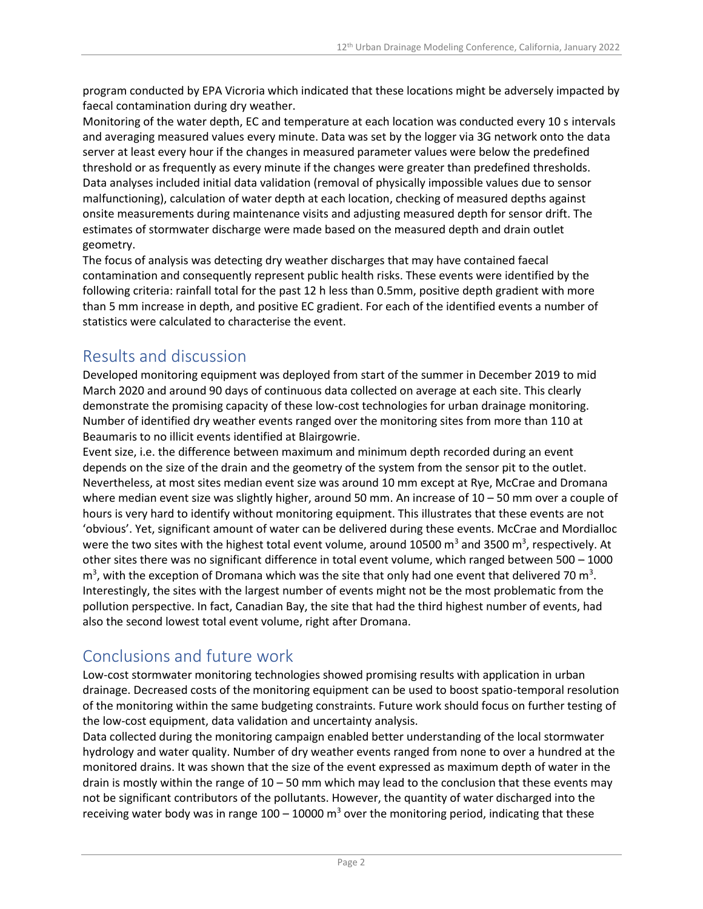program conducted by EPA Vicroria which indicated that these locations might be adversely impacted by faecal contamination during dry weather.

Monitoring of the water depth, EC and temperature at each location was conducted every 10 s intervals and averaging measured values every minute. Data was set by the logger via 3G network onto the data server at least every hour if the changes in measured parameter values were below the predefined threshold or as frequently as every minute if the changes were greater than predefined thresholds. Data analyses included initial data validation (removal of physically impossible values due to sensor malfunctioning), calculation of water depth at each location, checking of measured depths against onsite measurements during maintenance visits and adjusting measured depth for sensor drift. The estimates of stormwater discharge were made based on the measured depth and drain outlet geometry.

The focus of analysis was detecting dry weather discharges that may have contained faecal contamination and consequently represent public health risks. These events were identified by the following criteria: rainfall total for the past 12 h less than 0.5mm, positive depth gradient with more than 5 mm increase in depth, and positive EC gradient. For each of the identified events a number of statistics were calculated to characterise the event.

## Results and discussion

Developed monitoring equipment was deployed from start of the summer in December 2019 to mid March 2020 and around 90 days of continuous data collected on average at each site. This clearly demonstrate the promising capacity of these low-cost technologies for urban drainage monitoring. Number of identified dry weather events ranged over the monitoring sites from more than 110 at Beaumaris to no illicit events identified at Blairgowrie.

Event size, i.e. the difference between maximum and minimum depth recorded during an event depends on the size of the drain and the geometry of the system from the sensor pit to the outlet. Nevertheless, at most sites median event size was around 10 mm except at Rye, McCrae and Dromana where median event size was slightly higher, around 50 mm. An increase of 10 – 50 mm over a couple of hours is very hard to identify without monitoring equipment. This illustrates that these events are not 'obvious'. Yet, significant amount of water can be delivered during these events. McCrae and Mordialloc were the two sites with the highest total event volume, around 10500 m$^3$ and 3500 m$^3$, respectively. At other sites there was no significant difference in total event volume, which ranged between 500 – 1000 m$^3$, with the exception of Dromana which was the site that only had one event that delivered 70 m$^3$. Interestingly, the sites with the largest number of events might not be the most problematic from the pollution perspective. In fact, Canadian Bay, the site that had the third highest number of events, had also the second lowest total event volume, right after Dromana.

## Conclusions and future work

Low-cost stormwater monitoring technologies showed promising results with application in urban drainage. Decreased costs of the monitoring equipment can be used to boost spatio-temporal resolution of the monitoring within the same budgeting constraints. Future work should focus on further testing of the low-cost equipment, data validation and uncertainty analysis.

Data collected during the monitoring campaign enabled better understanding of the local stormwater hydrology and water quality. Number of dry weather events ranged from none to over a hundred at the monitored drains. It was shown that the size of the event expressed as maximum depth of water in the drain is mostly within the range of 10 – 50 mm which may lead to the conclusion that these events may not be significant contributors of the pollutants. However, the quantity of water discharged into the receiving water body was in range 100 – 10000 m$^3$ over the monitoring period, indicating that these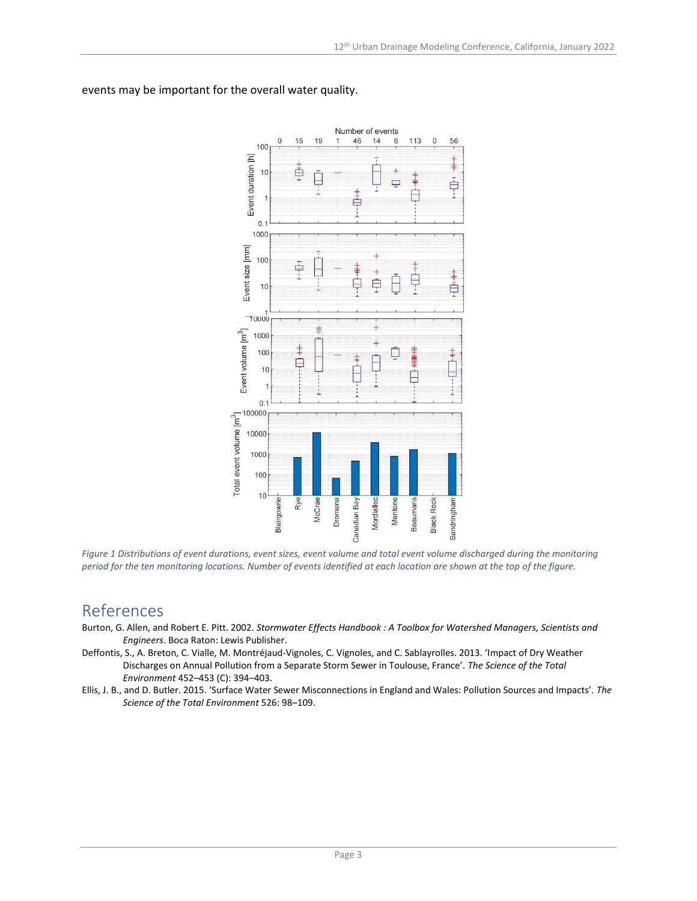events may be important for the overall water quality.

Number of events
0 15 19 1 46 14 6 113 0 56

Event duration [h]
100
10
1
0.1

Event size [mm]
1000
100
10
1

Event volume [m$^3$]
10000
1000
100
10
1
0.1

Total event volume [m$^3$]
100000
10000
1000
100
10

Blairgowrie
Rye
McCrae
Dromana
Canadian Bay
Mordialloc
Mentone
Beaumaris
Black Rock
Sandringham

*Figure 1 Distributions of event durations, event sizes, event volume and total event volume discharged during the monitoring period for the ten monitoring locations. Number of events identified at each location are shown at the top of the figure.*

# References

Burton, G. Allen, and Robert E. Pitt. 2002. *Stormwater Effects Handbook : A Toolbox for Watershed Managers, Scientists and Engineers*. Boca Raton: Lewis Publisher.

Deffontis, S., A. Breton, C. Vialle, M. Montréjaud-Vignoles, C. Vignoles, and C. Sablayrolles. 2013. 'Impact of Dry Weather Discharges on Annual Pollution from a Separate Storm Sewer in Toulouse, France'. *The Science of the Total Environment* 452–453 (C): 394–403.

Ellis, J. B., and D. Butler. 2015. 'Surface Water Sewer Misconnections in England and Wales: Pollution Sources and Impacts'. *The Science of the Total Environment* 526: 98–109.